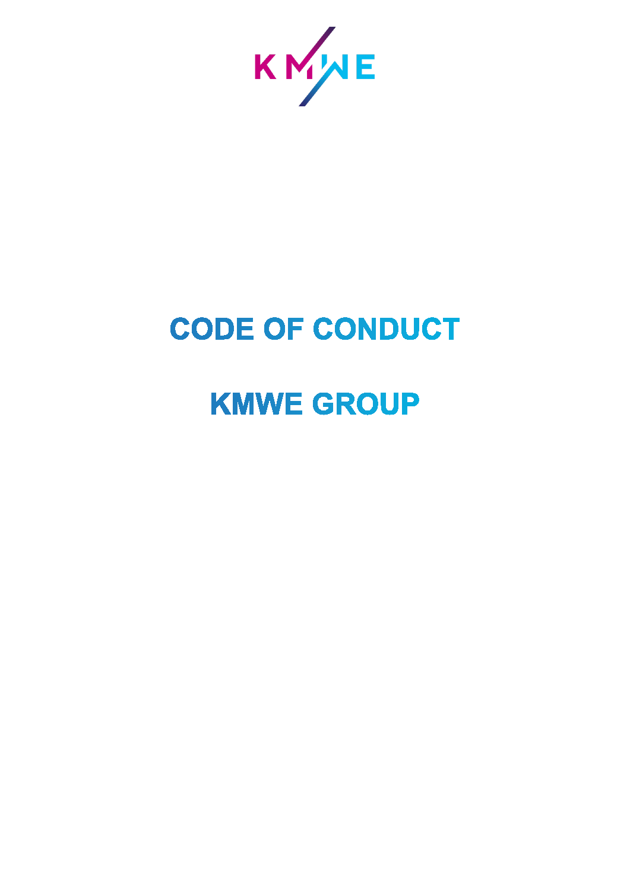KMWE

# CODE OF CONDUCT

# KMWE GROUP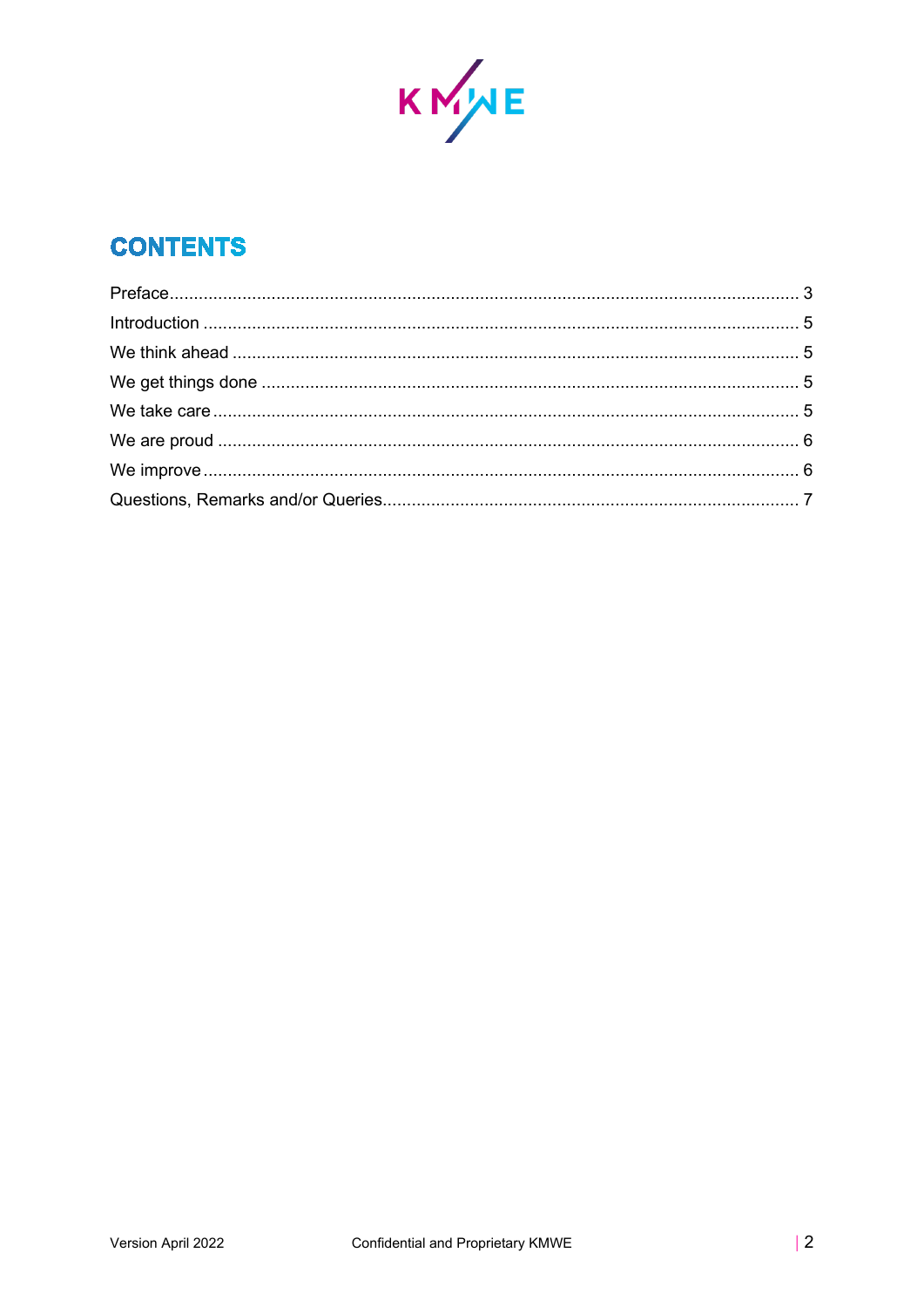# CONTENTS

| | |
|---|---|
| Preface | 3 |
| Introduction | 5 |
| We think ahead | 5 |
| We get things done | 5 |
| We take care | 5 |
| We are proud | 6 |
| We improve | 6 |
| Questions, Remarks and/or Queries | 7 |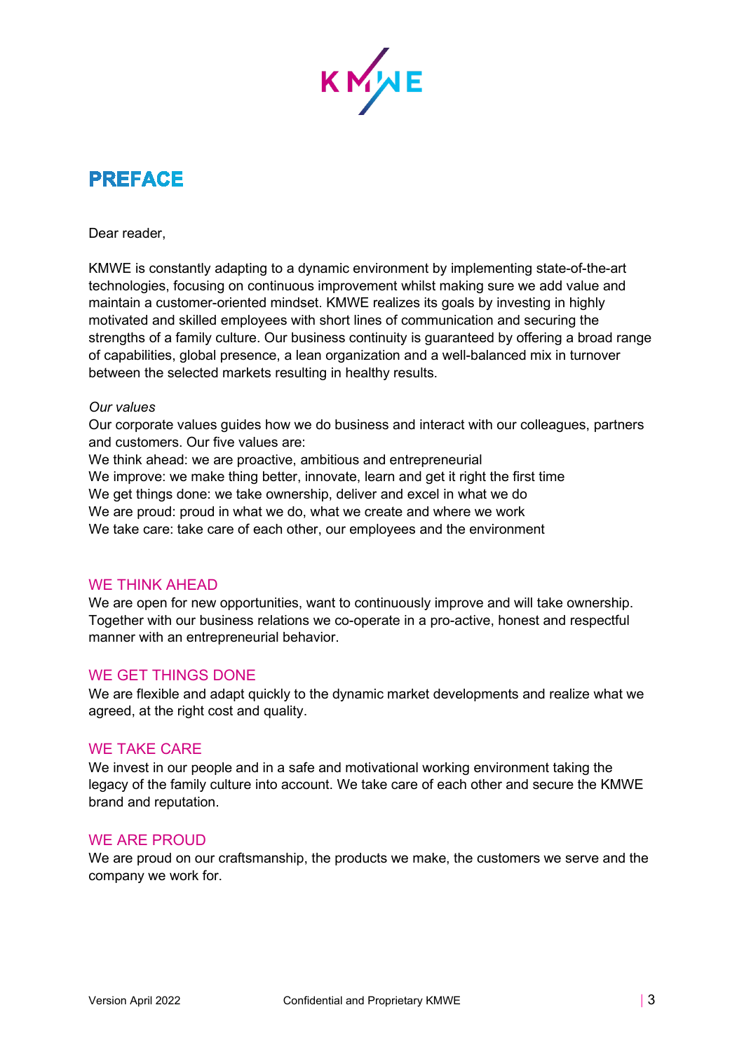# PREFACE

Dear reader,

KMWE is constantly adapting to a dynamic environment by implementing state-of-the-art technologies, focusing on continuous improvement whilst making sure we add value and maintain a customer-oriented mindset. KMWE realizes its goals by investing in highly motivated and skilled employees with short lines of communication and securing the strengths of a family culture. Our business continuity is guaranteed by offering a broad range of capabilities, global presence, a lean organization and a well-balanced mix in turnover between the selected markets resulting in healthy results.

*Our values*

Our corporate values guides how we do business and interact with our colleagues, partners and customers. Our five values are:

We think ahead: we are proactive, ambitious and entrepreneurial
We improve: we make thing better, innovate, learn and get it right the first time
We get things done: we take ownership, deliver and excel in what we do
We are proud: proud in what we do, what we create and where we work
We take care: take care of each other, our employees and the environment

## WE THINK AHEAD

We are open for new opportunities, want to continuously improve and will take ownership. Together with our business relations we co-operate in a pro-active, honest and respectful manner with an entrepreneurial behavior.

## WE GET THINGS DONE

We are flexible and adapt quickly to the dynamic market developments and realize what we agreed, at the right cost and quality.

## WE TAKE CARE

We invest in our people and in a safe and motivational working environment taking the legacy of the family culture into account. We take care of each other and secure the KMWE brand and reputation.

## WE ARE PROUD

We are proud on our craftsmanship, the products we make, the customers we serve and the company we work for.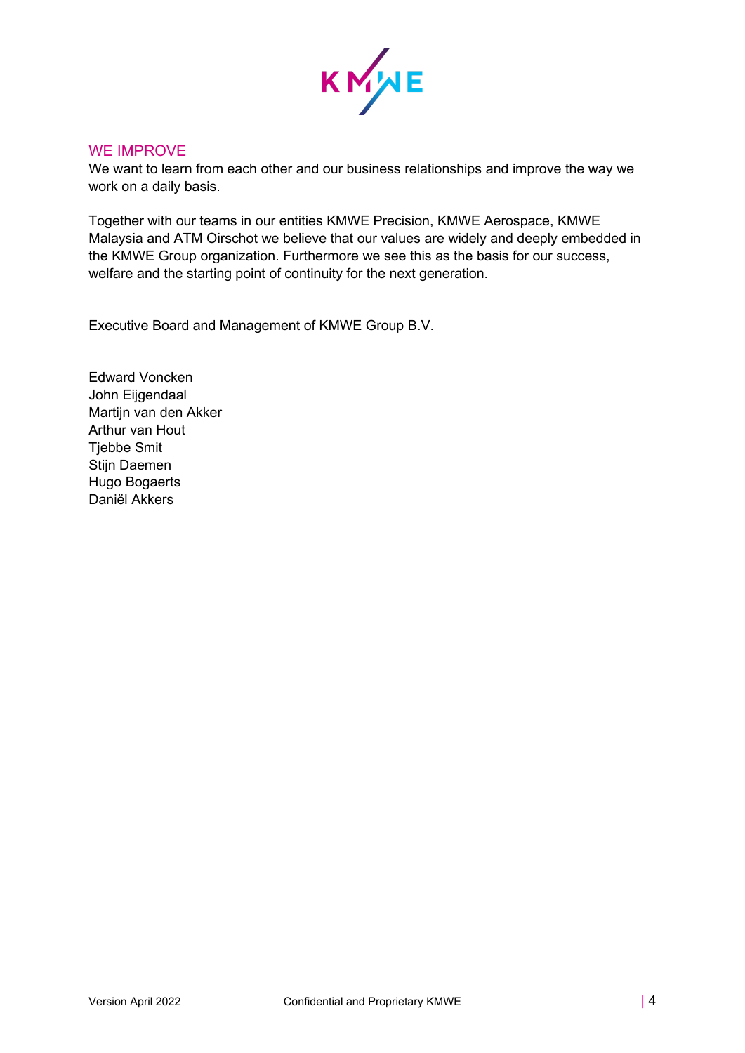## WE IMPROVE

We want to learn from each other and our business relationships and improve the way we work on a daily basis.

Together with our teams in our entities KMWE Precision, KMWE Aerospace, KMWE Malaysia and ATM Oirschot we believe that our values are widely and deeply embedded in the KMWE Group organization. Furthermore we see this as the basis for our success, welfare and the starting point of continuity for the next generation.

Executive Board and Management of KMWE Group B.V.

Edward Voncken
John Eijgendaal
Martijn van den Akker
Arthur van Hout
Tjebbe Smit
Stijn Daemen
Hugo Bogaerts
Daniël Akkers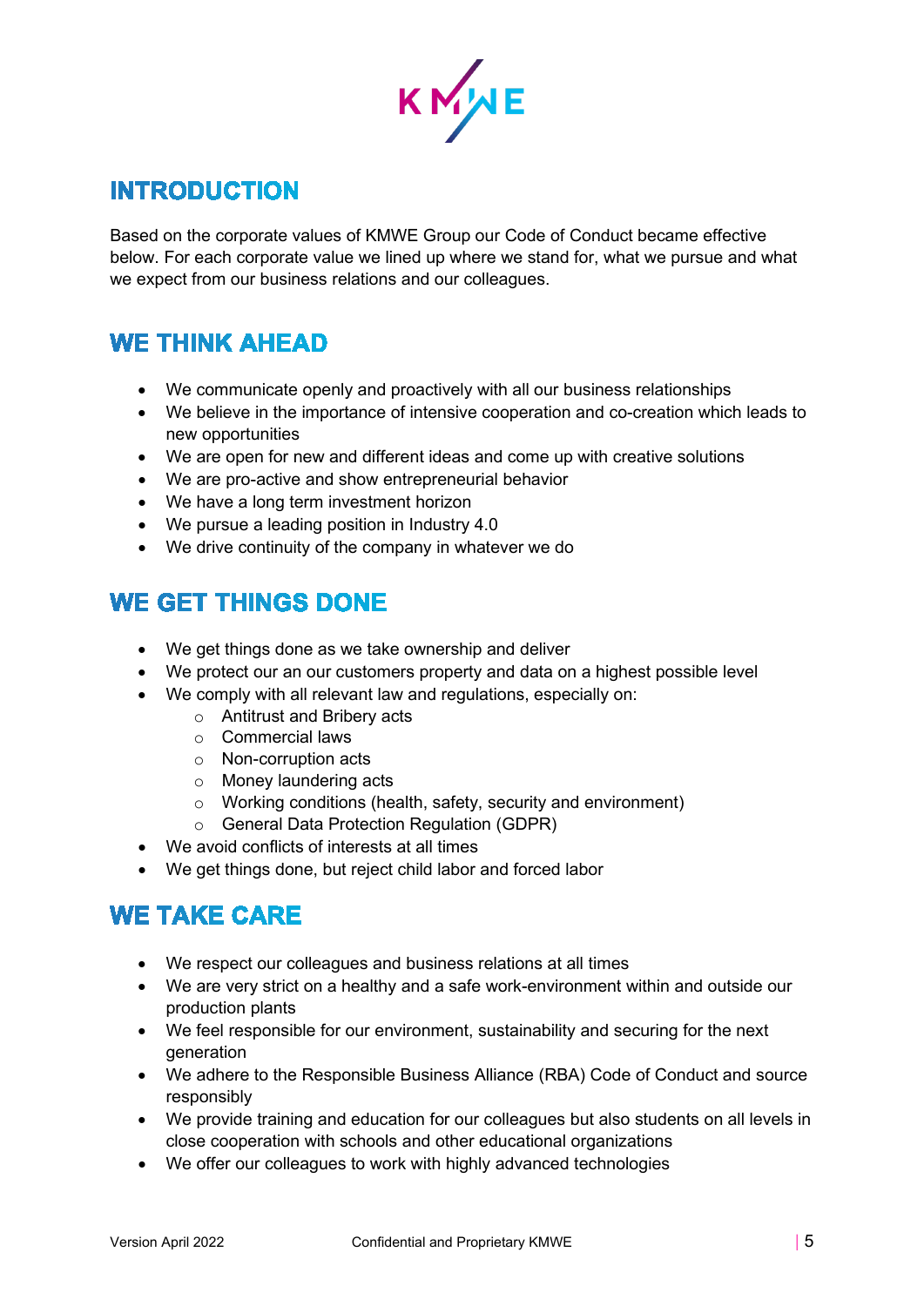## INTRODUCTION

Based on the corporate values of KMWE Group our Code of Conduct became effective below. For each corporate value we lined up where we stand for, what we pursue and what we expect from our business relations and our colleagues.

## WE THINK AHEAD

- We communicate openly and proactively with all our business relationships
- We believe in the importance of intensive cooperation and co-creation which leads to new opportunities
- We are open for new and different ideas and come up with creative solutions
- We are pro-active and show entrepreneurial behavior
- We have a long term investment horizon
- We pursue a leading position in Industry 4.0
- We drive continuity of the company in whatever we do

## WE GET THINGS DONE

- We get things done as we take ownership and deliver
- We protect our an our customers property and data on a highest possible level
- We comply with all relevant law and regulations, especially on:
  - Antitrust and Bribery acts
  - Commercial laws
  - Non-corruption acts
  - Money laundering acts
  - Working conditions (health, safety, security and environment)
  - General Data Protection Regulation (GDPR)
- We avoid conflicts of interests at all times
- We get things done, but reject child labor and forced labor

## WE TAKE CARE

- We respect our colleagues and business relations at all times
- We are very strict on a healthy and a safe work-environment within and outside our production plants
- We feel responsible for our environment, sustainability and securing for the next generation
- We adhere to the Responsible Business Alliance (RBA) Code of Conduct and source responsibly
- We provide training and education for our colleagues but also students on all levels in close cooperation with schools and other educational organizations
- We offer our colleagues to work with highly advanced technologies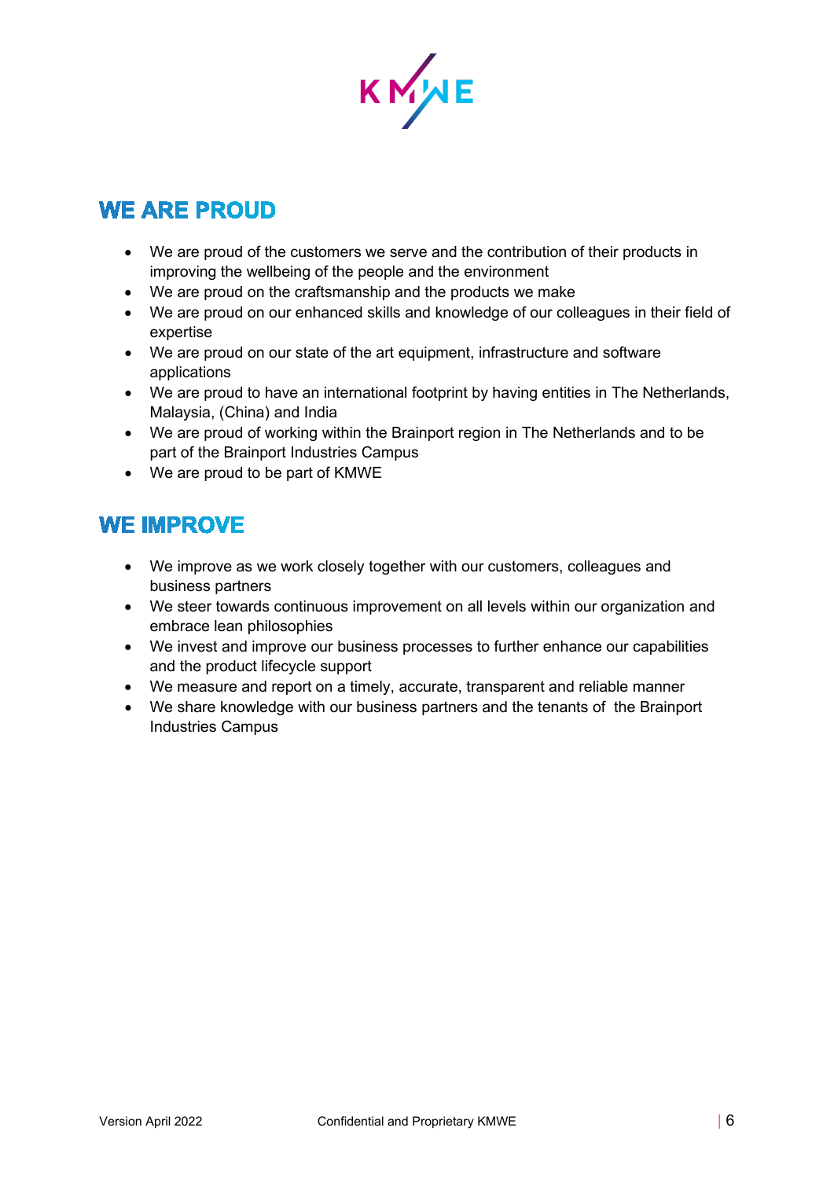## WE ARE PROUD

- We are proud of the customers we serve and the contribution of their products in improving the wellbeing of the people and the environment
- We are proud on the craftsmanship and the products we make
- We are proud on our enhanced skills and knowledge of our colleagues in their field of expertise
- We are proud on our state of the art equipment, infrastructure and software applications
- We are proud to have an international footprint by having entities in The Netherlands, Malaysia, (China) and India
- We are proud of working within the Brainport region in The Netherlands and to be part of the Brainport Industries Campus
- We are proud to be part of KMWE

## WE IMPROVE

- We improve as we work closely together with our customers, colleagues and business partners
- We steer towards continuous improvement on all levels within our organization and embrace lean philosophies
- We invest and improve our business processes to further enhance our capabilities and the product lifecycle support
- We measure and report on a timely, accurate, transparent and reliable manner
- We share knowledge with our business partners and the tenants of the Brainport Industries Campus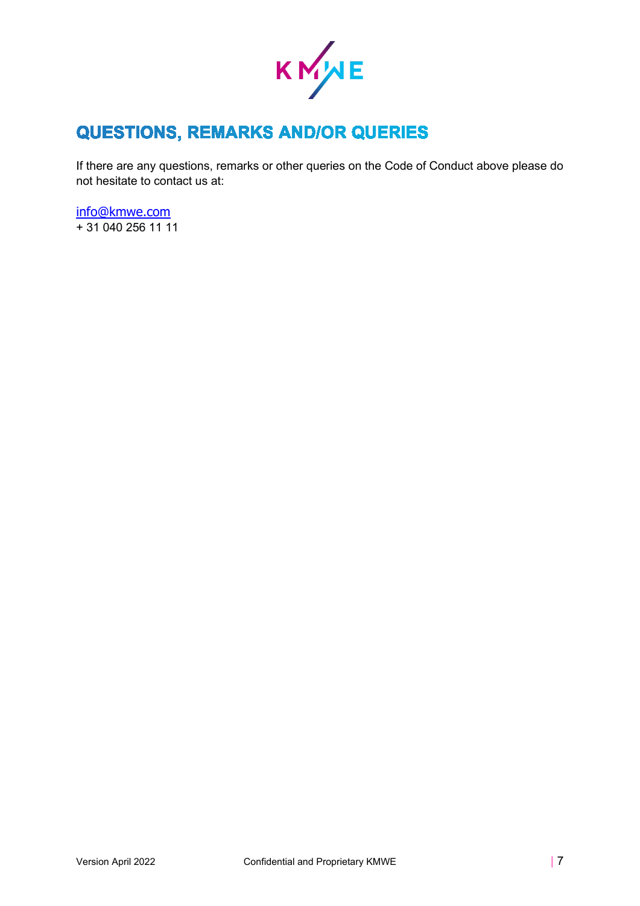# QUESTIONS, REMARKS AND/OR QUERIES

If there are any questions, remarks or other queries on the Code of Conduct above please do not hesitate to contact us at:

info@kmwe.com
+ 31 040 256 11 11